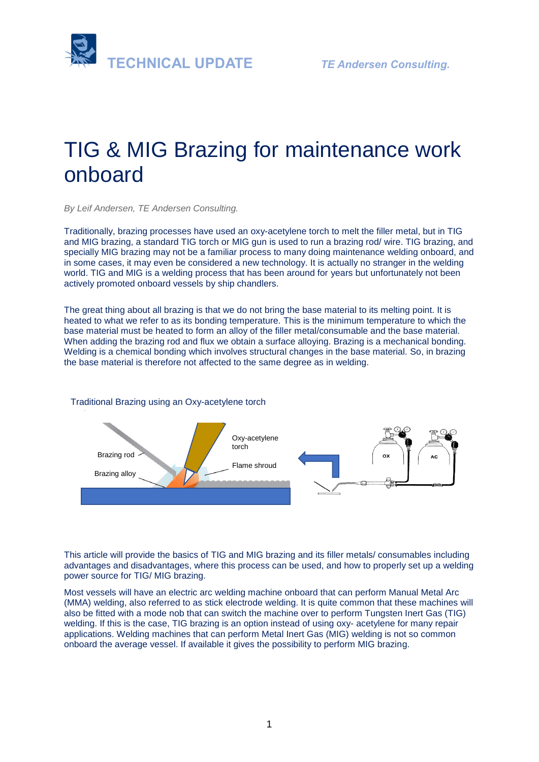# TIG & MIG Brazing for maintenance work onboard

*By Leif Andersen, TE Andersen Consulting.*

Traditionally, brazing processes have used an oxy-acetylene torch to melt the filler metal, but in TIG and MIG brazing, a standard TIG torch or MIG gun is used to run a brazing rod/ wire. TIG brazing, and specially MIG brazing may not be a familiar process to many doing maintenance welding onboard, and in some cases, it may even be considered a new technology. It is actually no stranger in the welding world. TIG and MIG is a welding process that has been around for years but unfortunately not been actively promoted onboard vessels by ship chandlers.

The great thing about all brazing is that we do not bring the base material to its melting point. It is heated to what we refer to as its bonding temperature. This is the minimum temperature to which the base material must be heated to form an alloy of the filler metal/consumable and the base material. When adding the brazing rod and flux we obtain a surface alloying. Brazing is a mechanical bonding. Welding is a chemical bonding which involves structural changes in the base material. So, in brazing the base material is therefore not affected to the same degree as in welding.

Traditional Brazing using an Oxy-acetylene torch

Brazing rod
Brazing alloy
Oxy-acetylene torch
Flame shroud
OX
AC

This article will provide the basics of TIG and MIG brazing and its filler metals/ consumables including advantages and disadvantages, where this process can be used, and how to properly set up a welding power source for TIG/ MIG brazing.

Most vessels will have an electric arc welding machine onboard that can perform Manual Metal Arc (MMA) welding, also referred to as stick electrode welding. It is quite common that these machines will also be fitted with a mode nob that can switch the machine over to perform Tungsten Inert Gas (TIG) welding. If this is the case, TIG brazing is an option instead of using oxy- acetylene for many repair applications. Welding machines that can perform Metal Inert Gas (MIG) welding is not so common onboard the average vessel. If available it gives the possibility to perform MIG brazing.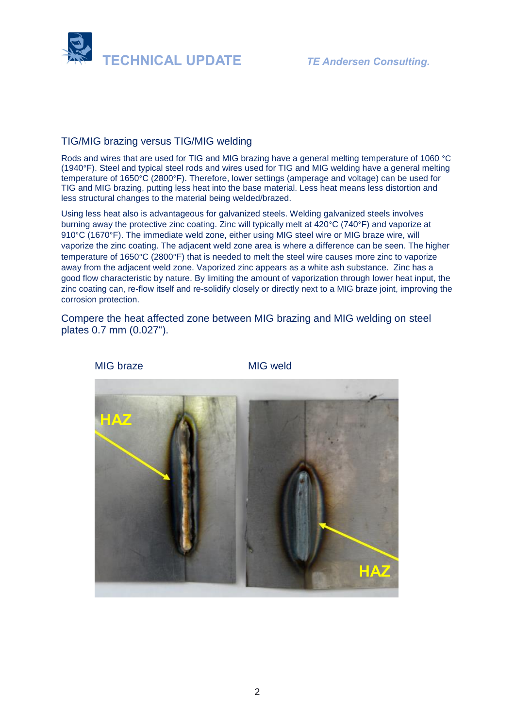## TIG/MIG brazing versus TIG/MIG welding

Rods and wires that are used for TIG and MIG brazing have a general melting temperature of 1060 °C (1940°F). Steel and typical steel rods and wires used for TIG and MIG welding have a general melting temperature of 1650°C (2800°F). Therefore, lower settings (amperage and voltage) can be used for TIG and MIG brazing, putting less heat into the base material. Less heat means less distortion and less structural changes to the material being welded/brazed.

Using less heat also is advantageous for galvanized steels. Welding galvanized steels involves burning away the protective zinc coating. Zinc will typically melt at 420°C (740°F) and vaporize at 910°C (1670°F). The immediate weld zone, either using MIG steel wire or MIG braze wire, will vaporize the zinc coating. The adjacent weld zone area is where a difference can be seen. The higher temperature of 1650°C (2800°F) that is needed to melt the steel wire causes more zinc to vaporize away from the adjacent weld zone. Vaporized zinc appears as a white ash substance. Zinc has a good flow characteristic by nature. By limiting the amount of vaporization through lower heat input, the zinc coating can, re-flow itself and re-solidify closely or directly next to a MIG braze joint, improving the corrosion protection.

Compere the heat affected zone between MIG brazing and MIG welding on steel plates 0.7 mm (0.027").

MIG braze MIG weld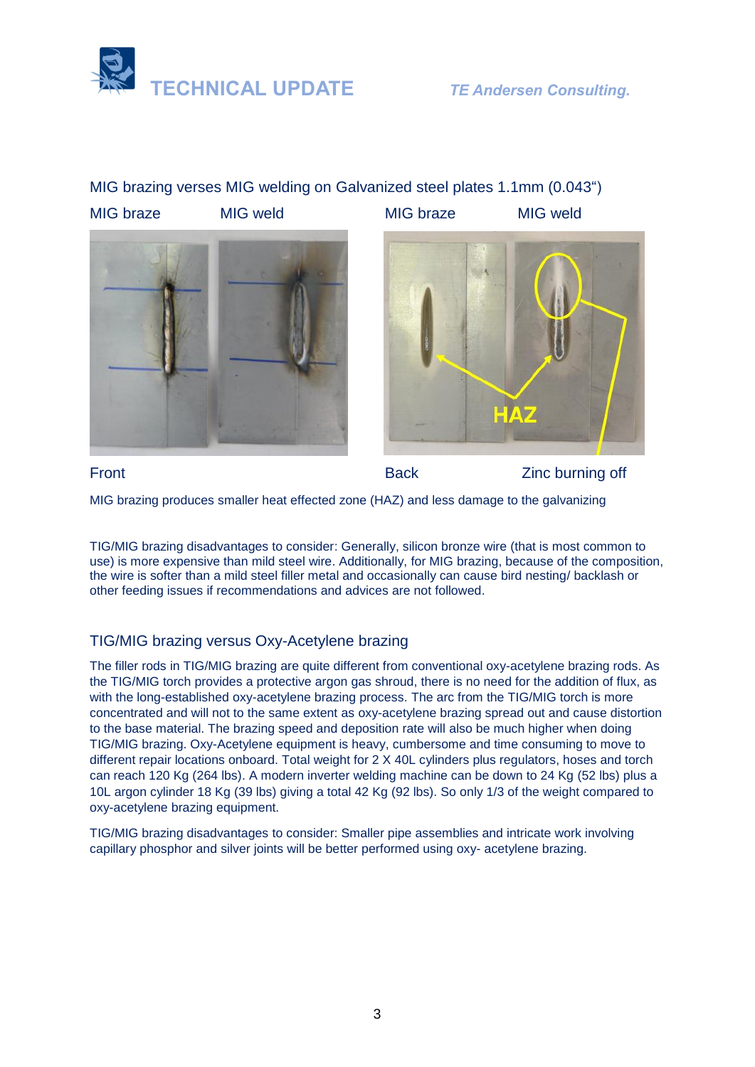MIG brazing verses MIG welding on Galvanized steel plates 1.1mm (0.043")

MIG braze MIG weld MIG braze MIG weld

Front Back Zinc burning off

MIG brazing produces smaller heat effected zone (HAZ) and less damage to the galvanizing

TIG/MIG brazing disadvantages to consider: Generally, silicon bronze wire (that is most common to use) is more expensive than mild steel wire. Additionally, for MIG brazing, because of the composition, the wire is softer than a mild steel filler metal and occasionally can cause bird nesting/ backlash or other feeding issues if recommendations and advices are not followed.

## TIG/MIG brazing versus Oxy-Acetylene brazing

The filler rods in TIG/MIG brazing are quite different from conventional oxy-acetylene brazing rods. As the TIG/MIG torch provides a protective argon gas shroud, there is no need for the addition of flux, as with the long-established oxy-acetylene brazing process. The arc from the TIG/MIG torch is more concentrated and will not to the same extent as oxy-acetylene brazing spread out and cause distortion to the base material. The brazing speed and deposition rate will also be much higher when doing TIG/MIG brazing. Oxy-Acetylene equipment is heavy, cumbersome and time consuming to move to different repair locations onboard. Total weight for 2 X 40L cylinders plus regulators, hoses and torch can reach 120 Kg (264 lbs). A modern inverter welding machine can be down to 24 Kg (52 lbs) plus a 10L argon cylinder 18 Kg (39 lbs) giving a total 42 Kg (92 lbs). So only 1/3 of the weight compared to oxy-acetylene brazing equipment.

TIG/MIG brazing disadvantages to consider: Smaller pipe assemblies and intricate work involving capillary phosphor and silver joints will be better performed using oxy- acetylene brazing.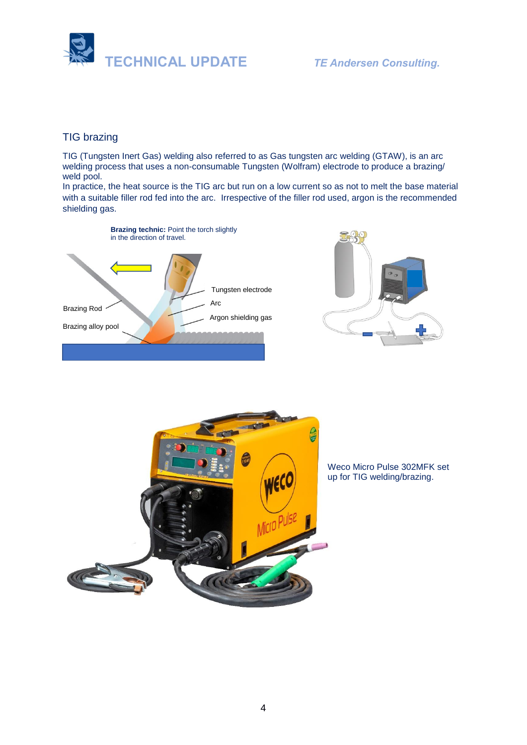## TIG brazing

TIG (Tungsten Inert Gas) welding also referred to as Gas tungsten arc welding (GTAW), is an arc welding process that uses a non-consumable Tungsten (Wolfram) electrode to produce a brazing/ weld pool.

In practice, the heat source is the TIG arc but run on a low current so as not to melt the base material with a suitable filler rod fed into the arc. Irrespective of the filler rod used, argon is the recommended shielding gas.

**Brazing technic:** Point the torch slightly in the direction of travel.

Brazing Rod

Brazing alloy pool

Tungsten electrode

Arc

Argon shielding gas

Weco Micro Pulse 302MFK set up for TIG welding/brazing.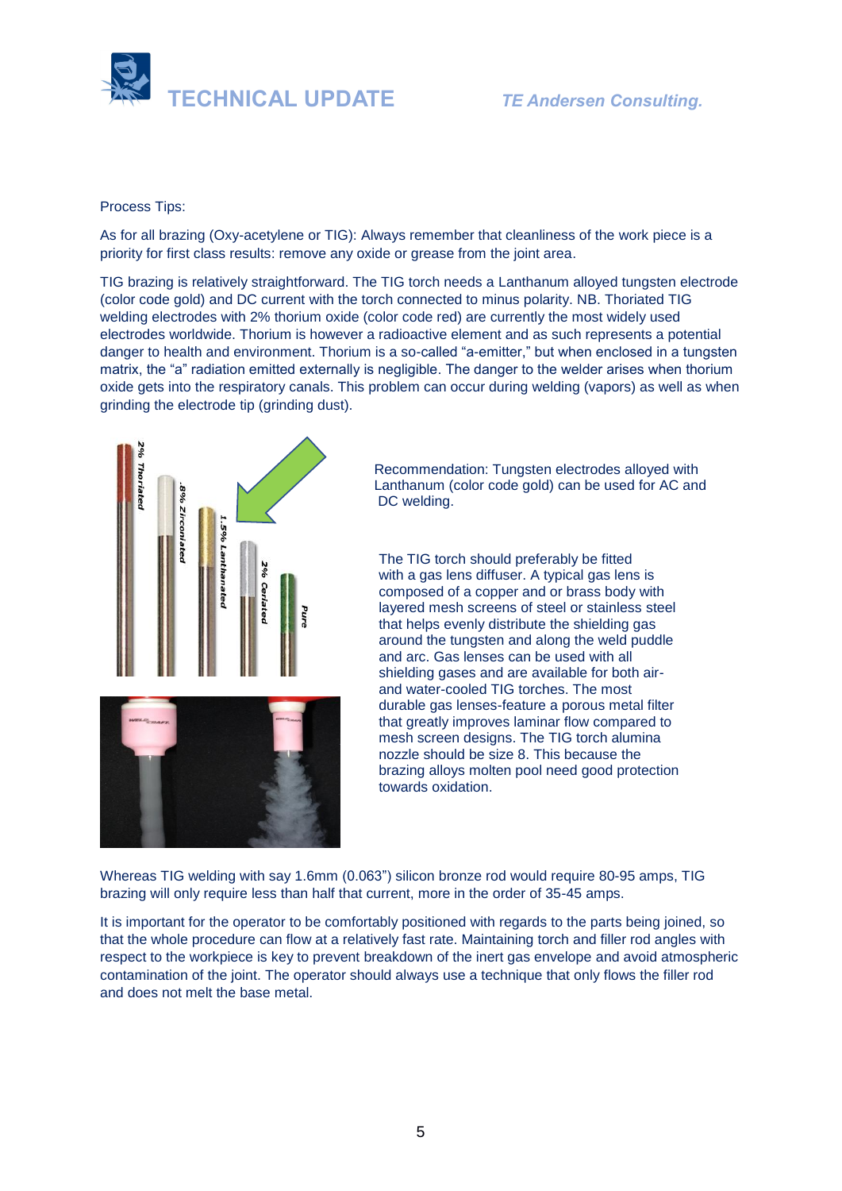Process Tips:

As for all brazing (Oxy-acetylene or TIG): Always remember that cleanliness of the work piece is a priority for first class results: remove any oxide or grease from the joint area.

TIG brazing is relatively straightforward. The TIG torch needs a Lanthanum alloyed tungsten electrode (color code gold) and DC current with the torch connected to minus polarity. NB. Thoriated TIG welding electrodes with 2% thorium oxide (color code red) are currently the most widely used electrodes worldwide. Thorium is however a radioactive element and as such represents a potential danger to health and environment. Thorium is a so-called “a-emitter,” but when enclosed in a tungsten matrix, the “a” radiation emitted externally is negligible. The danger to the welder arises when thorium oxide gets into the respiratory canals. This problem can occur during welding (vapors) as well as when grinding the electrode tip (grinding dust).

Recommendation: Tungsten electrodes alloyed with Lanthanum (color code gold) can be used for AC and DC welding.

The TIG torch should preferably be fitted with a gas lens diffuser. A typical gas lens is composed of a copper and or brass body with layered mesh screens of steel or stainless steel that helps evenly distribute the shielding gas around the tungsten and along the weld puddle and arc. Gas lenses can be used with all shielding gases and are available for both air- and water-cooled TIG torches. The most durable gas lenses-feature a porous metal filter that greatly improves laminar flow compared to mesh screen designs. The TIG torch alumina nozzle should be size 8. This because the brazing alloys molten pool need good protection towards oxidation.

Whereas TIG welding with say 1.6mm (0.063”) silicon bronze rod would require 80-95 amps, TIG brazing will only require less than half that current, more in the order of 35-45 amps.

It is important for the operator to be comfortably positioned with regards to the parts being joined, so that the whole procedure can flow at a relatively fast rate. Maintaining torch and filler rod angles with respect to the workpiece is key to prevent breakdown of the inert gas envelope and avoid atmospheric contamination of the joint. The operator should always use a technique that only flows the filler rod and does not melt the base metal.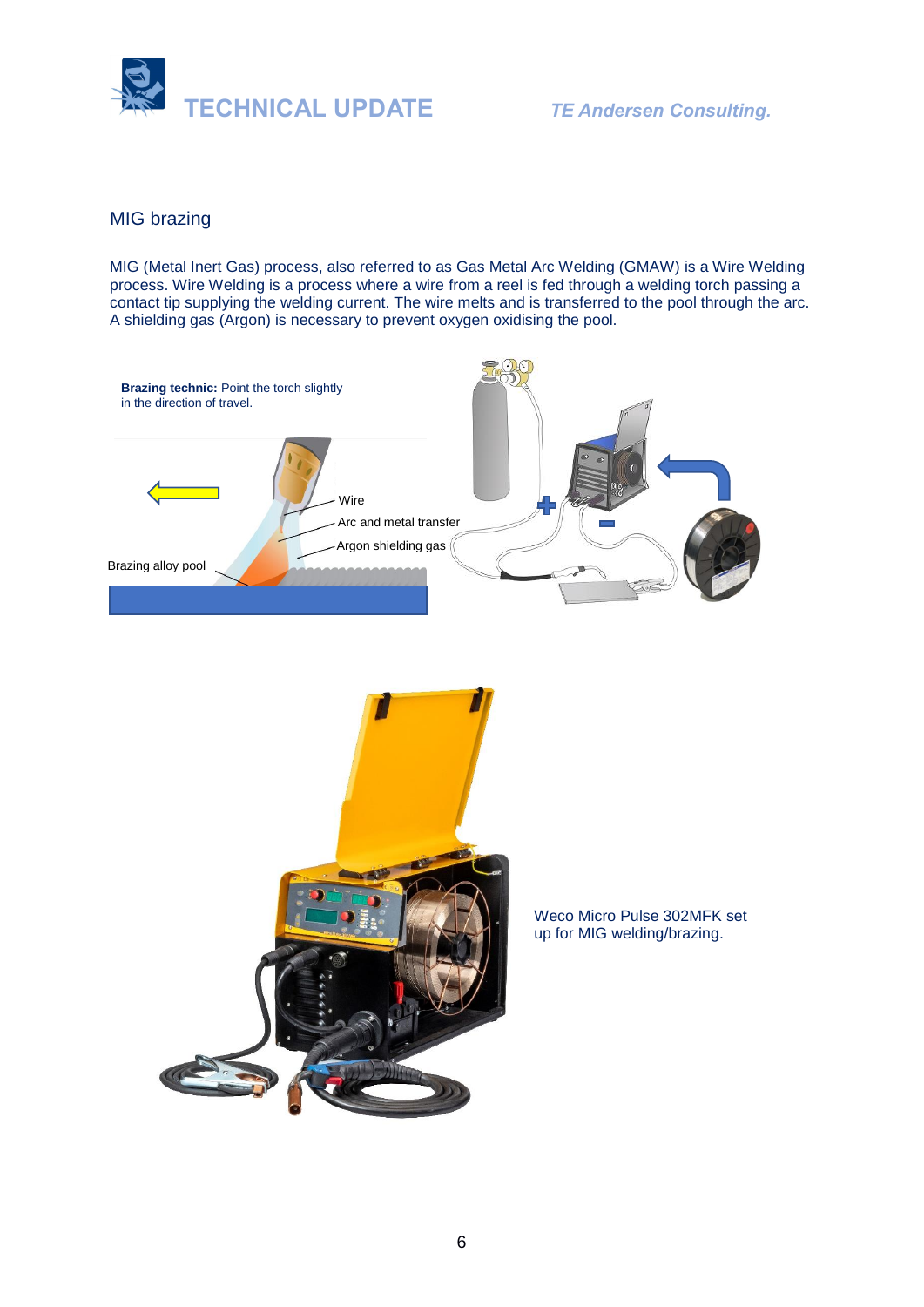## MIG brazing

MIG (Metal Inert Gas) process, also referred to as Gas Metal Arc Welding (GMAW) is a Wire Welding process. Wire Welding is a process where a wire from a reel is fed through a welding torch passing a contact tip supplying the welding current. The wire melts and is transferred to the pool through the arc. A shielding gas (Argon) is necessary to prevent oxygen oxidising the pool.

**Brazing technic:** Point the torch slightly in the direction of travel.

Wire

Arc and metal transfer

Argon shielding gas

Brazing alloy pool

Weco Micro Pulse 302MFK set up for MIG welding/brazing.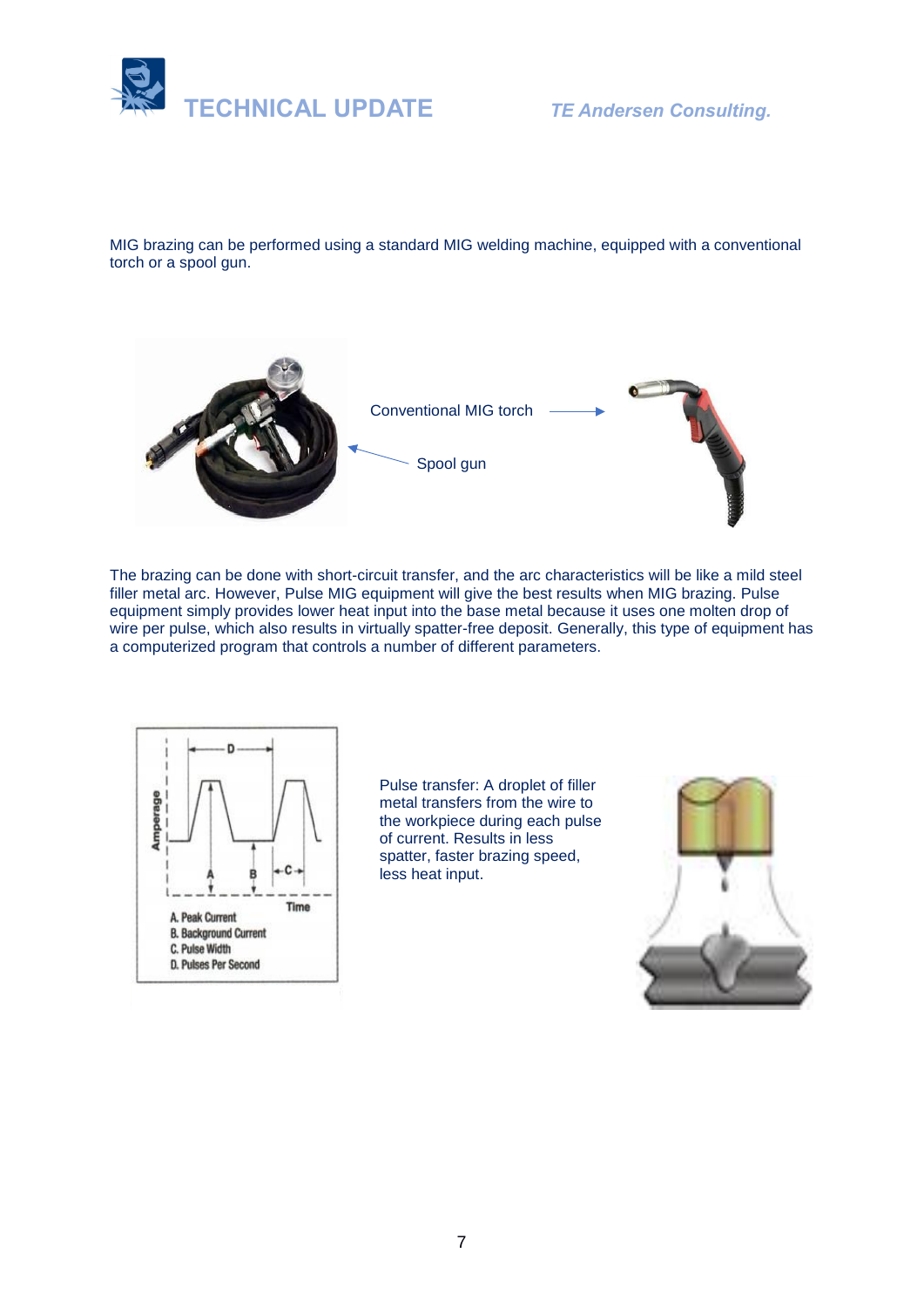MIG brazing can be performed using a standard MIG welding machine, equipped with a conventional torch or a spool gun.

Conventional MIG torch

Spool gun

The brazing can be done with short-circuit transfer, and the arc characteristics will be like a mild steel filler metal arc. However, Pulse MIG equipment will give the best results when MIG brazing. Pulse equipment simply provides lower heat input into the base metal because it uses one molten drop of wire per pulse, which also results in virtually spatter-free deposit. Generally, this type of equipment has a computerized program that controls a number of different parameters.

A. Peak Current
B. Background Current
C. Pulse Width
D. Pulses Per Second

Pulse transfer: A droplet of filler metal transfers from the wire to the workpiece during each pulse of current. Results in less spatter, faster brazing speed, less heat input.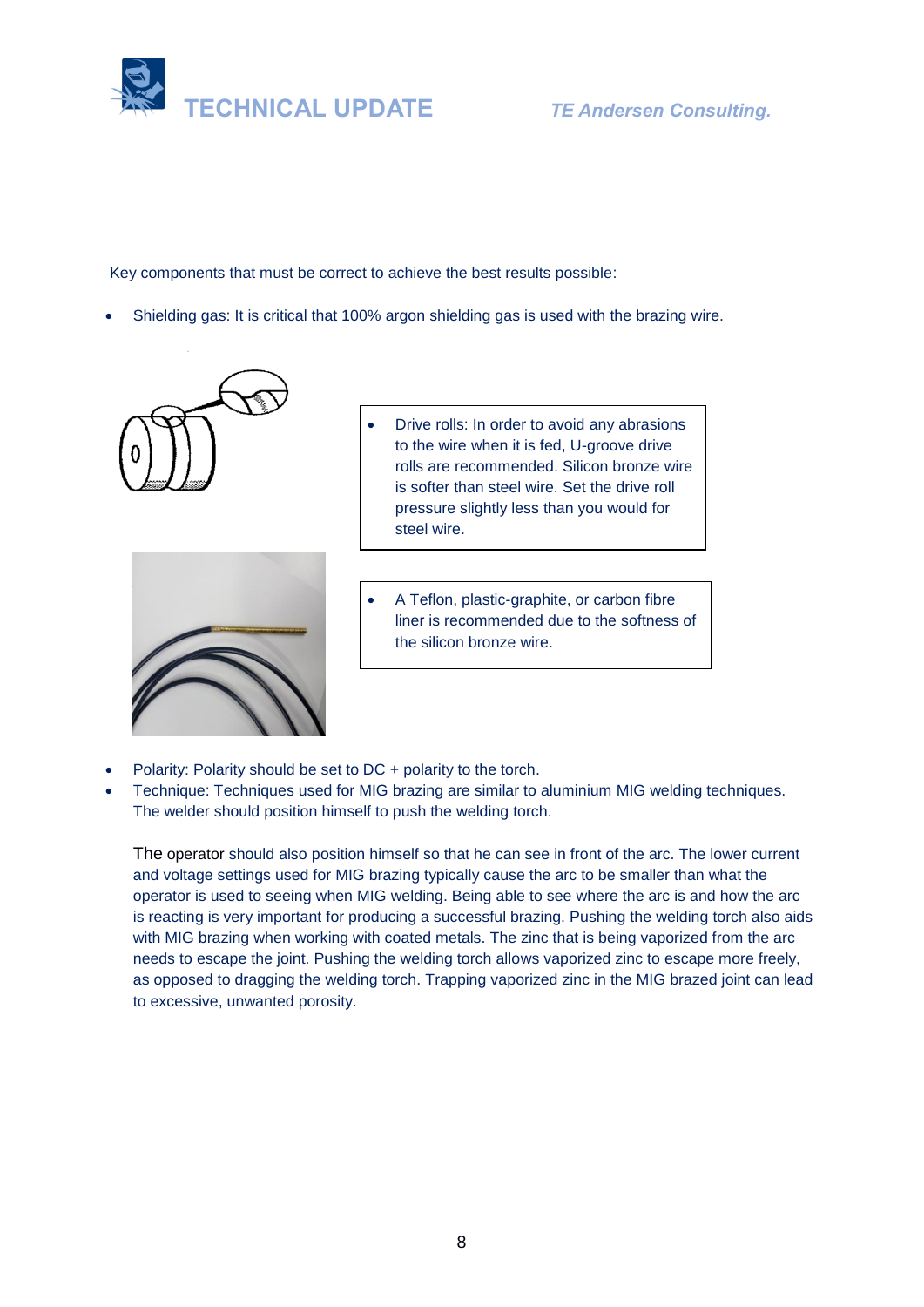Key components that must be correct to achieve the best results possible:

- Shielding gas: It is critical that 100% argon shielding gas is used with the brazing wire.

- Drive rolls: In order to avoid any abrasions to the wire when it is fed, U-groove drive rolls are recommended. Silicon bronze wire is softer than steel wire. Set the drive roll pressure slightly less than you would for steel wire.

- A Teflon, plastic-graphite, or carbon fibre liner is recommended due to the softness of the silicon bronze wire.

- Polarity: Polarity should be set to DC + polarity to the torch.
- Technique: Techniques used for MIG brazing are similar to aluminium MIG welding techniques. The welder should position himself to push the welding torch.

  The operator should also position himself so that he can see in front of the arc. The lower current and voltage settings used for MIG brazing typically cause the arc to be smaller than what the operator is used to seeing when MIG welding. Being able to see where the arc is and how the arc is reacting is very important for producing a successful brazing. Pushing the welding torch also aids with MIG brazing when working with coated metals. The zinc that is being vaporized from the arc needs to escape the joint. Pushing the welding torch allows vaporized zinc to escape more freely, as opposed to dragging the welding torch. Trapping vaporized zinc in the MIG brazed joint can lead to excessive, unwanted porosity.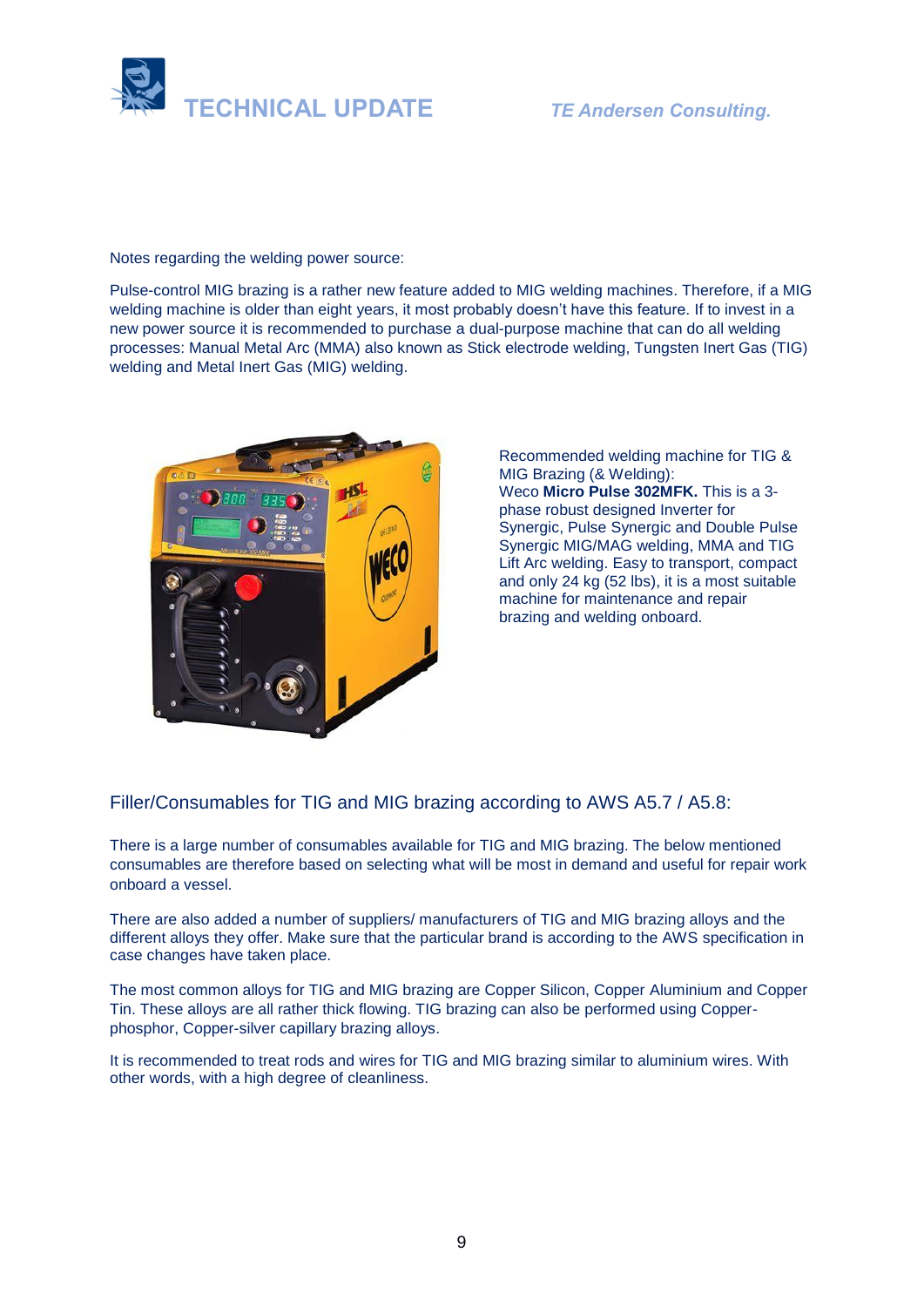Notes regarding the welding power source:

Pulse-control MIG brazing is a rather new feature added to MIG welding machines. Therefore, if a MIG welding machine is older than eight years, it most probably doesn't have this feature. If to invest in a new power source it is recommended to purchase a dual-purpose machine that can do all welding processes: Manual Metal Arc (MMA) also known as Stick electrode welding, Tungsten Inert Gas (TIG) welding and Metal Inert Gas (MIG) welding.

Recommended welding machine for TIG & MIG Brazing (& Welding):
Weco **Micro Pulse 302MFK.** This is a 3-phase robust designed Inverter for Synergic, Pulse Synergic and Double Pulse Synergic MIG/MAG welding, MMA and TIG Lift Arc welding. Easy to transport, compact and only 24 kg (52 lbs), it is a most suitable machine for maintenance and repair brazing and welding onboard.

## Filler/Consumables for TIG and MIG brazing according to AWS A5.7 / A5.8:

There is a large number of consumables available for TIG and MIG brazing. The below mentioned consumables are therefore based on selecting what will be most in demand and useful for repair work onboard a vessel.

There are also added a number of suppliers/ manufacturers of TIG and MIG brazing alloys and the different alloys they offer. Make sure that the particular brand is according to the AWS specification in case changes have taken place.

The most common alloys for TIG and MIG brazing are Copper Silicon, Copper Aluminium and Copper Tin. These alloys are all rather thick flowing. TIG brazing can also be performed using Copper-phosphor, Copper-silver capillary brazing alloys.

It is recommended to treat rods and wires for TIG and MIG brazing similar to aluminium wires. With other words, with a high degree of cleanliness.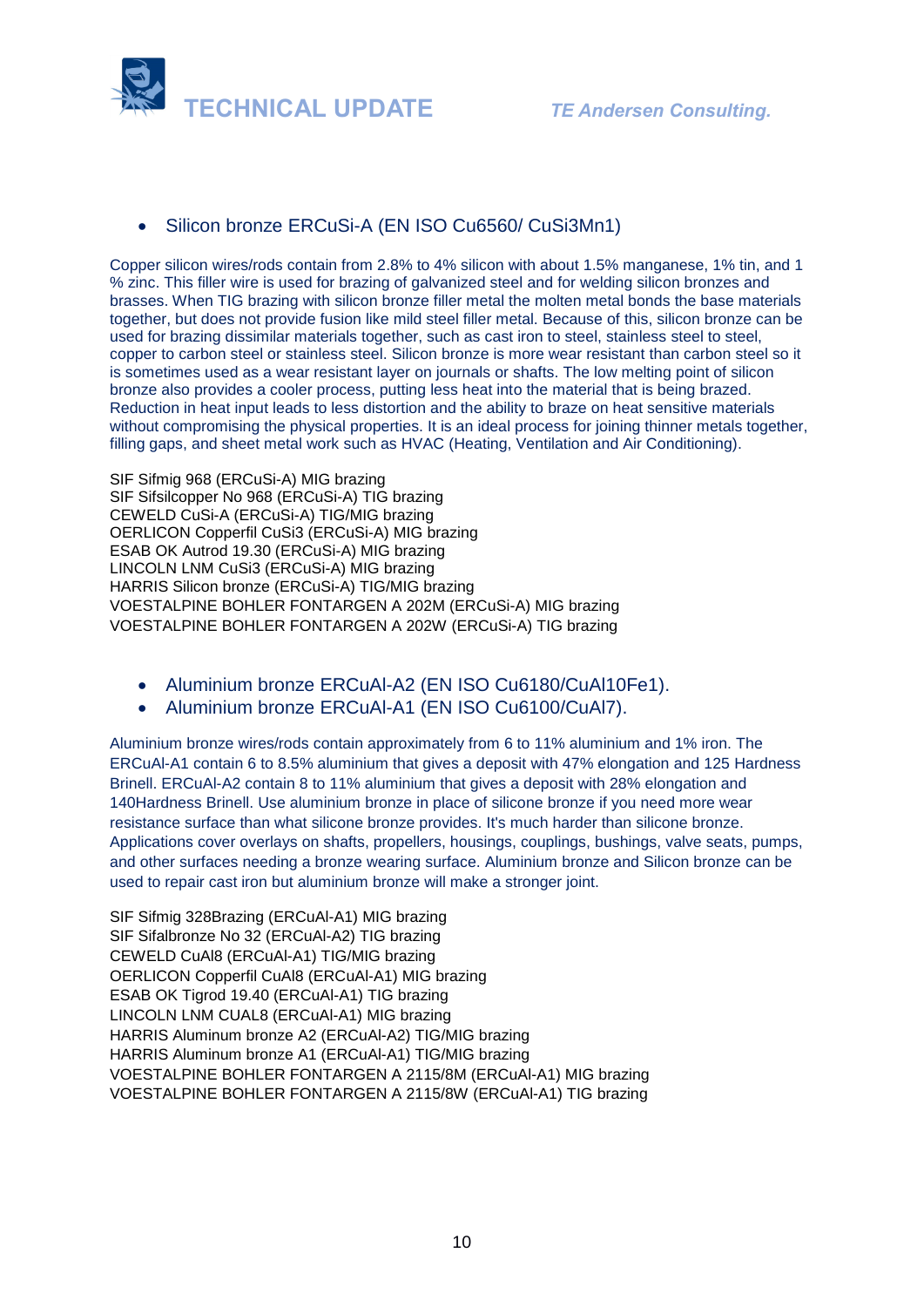- Silicon bronze ERCuSi-A (EN ISO Cu6560/ CuSi3Mn1)

Copper silicon wires/rods contain from 2.8% to 4% silicon with about 1.5% manganese, 1% tin, and 1 % zinc. This filler wire is used for brazing of galvanized steel and for welding silicon bronzes and brasses. When TIG brazing with silicon bronze filler metal the molten metal bonds the base materials together, but does not provide fusion like mild steel filler metal. Because of this, silicon bronze can be used for brazing dissimilar materials together, such as cast iron to steel, stainless steel to steel, copper to carbon steel or stainless steel. Silicon bronze is more wear resistant than carbon steel so it is sometimes used as a wear resistant layer on journals or shafts. The low melting point of silicon bronze also provides a cooler process, putting less heat into the material that is being brazed. Reduction in heat input leads to less distortion and the ability to braze on heat sensitive materials without compromising the physical properties. It is an ideal process for joining thinner metals together, filling gaps, and sheet metal work such as HVAC (Heating, Ventilation and Air Conditioning).

SIF Sifmig 968 (ERCuSi-A) MIG brazing
SIF Sifsilcopper No 968 (ERCuSi-A) TIG brazing
CEWELD CuSi-A (ERCuSi-A) TIG/MIG brazing
OERLICON Copperfil CuSi3 (ERCuSi-A) MIG brazing
ESAB OK Autrod 19.30 (ERCuSi-A) MIG brazing
LINCOLN LNM CuSi3 (ERCuSi-A) MIG brazing
HARRIS Silicon bronze (ERCuSi-A) TIG/MIG brazing
VOESTALPINE BOHLER FONTARGEN A 202M (ERCuSi-A) MIG brazing
VOESTALPINE BOHLER FONTARGEN A 202W (ERCuSi-A) TIG brazing

- Aluminium bronze ERCuAl-A2 (EN ISO Cu6180/CuAl10Fe1).
- Aluminium bronze ERCuAl-A1 (EN ISO Cu6100/CuAl7).

Aluminium bronze wires/rods contain approximately from 6 to 11% aluminium and 1% iron. The ERCuAl-A1 contain 6 to 8.5% aluminium that gives a deposit with 47% elongation and 125 Hardness Brinell. ERCuAl-A2 contain 8 to 11% aluminium that gives a deposit with 28% elongation and 140Hardness Brinell. Use aluminium bronze in place of silicone bronze if you need more wear resistance surface than what silicone bronze provides. It's much harder than silicone bronze. Applications cover overlays on shafts, propellers, housings, couplings, bushings, valve seats, pumps, and other surfaces needing a bronze wearing surface. Aluminium bronze and Silicon bronze can be used to repair cast iron but aluminium bronze will make a stronger joint.

SIF Sifmig 328Brazing (ERCuAl-A1) MIG brazing
SIF Sifalbronze No 32 (ERCuAl-A2) TIG brazing
CEWELD CuAl8 (ERCuAl-A1) TIG/MIG brazing
OERLICON Copperfil CuAl8 (ERCuAl-A1) MIG brazing
ESAB OK Tigrod 19.40 (ERCuAl-A1) TIG brazing
LINCOLN LNM CUAL8 (ERCuAl-A1) MIG brazing
HARRIS Aluminum bronze A2 (ERCuAl-A2) TIG/MIG brazing
HARRIS Aluminum bronze A1 (ERCuAl-A1) TIG/MIG brazing
VOESTALPINE BOHLER FONTARGEN A 2115/8M (ERCuAl-A1) MIG brazing
VOESTALPINE BOHLER FONTARGEN A 2115/8W (ERCuAl-A1) TIG brazing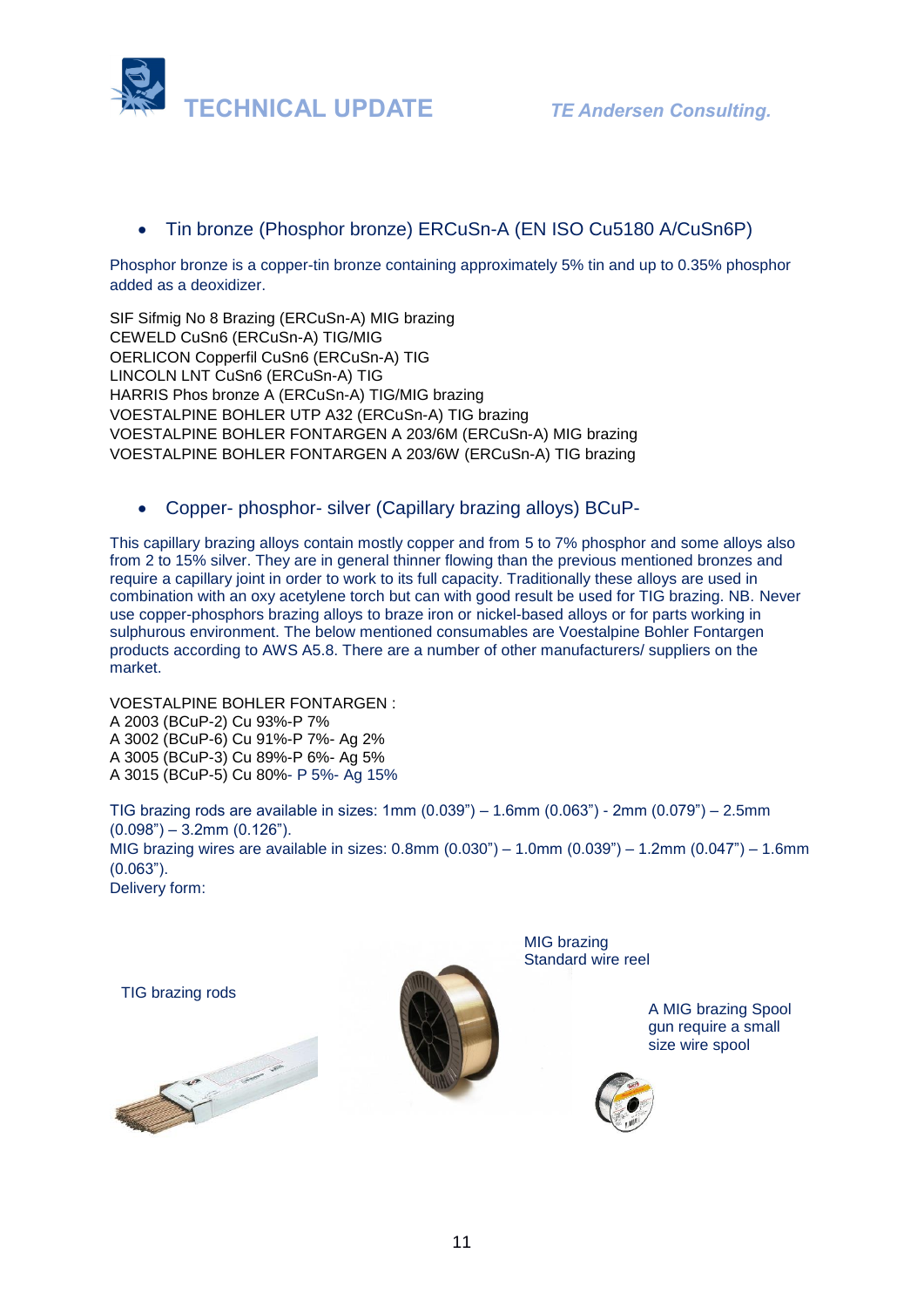- Tin bronze (Phosphor bronze) ERCuSn-A (EN ISO Cu5180 A/CuSn6P)

Phosphor bronze is a copper-tin bronze containing approximately 5% tin and up to 0.35% phosphor added as a deoxidizer.

SIF Sifmig No 8 Brazing (ERCuSn-A) MIG brazing
CEWELD CuSn6 (ERCuSn-A) TIG/MIG
OERLICON Copperfil CuSn6 (ERCuSn-A) TIG
LINCOLN LNT CuSn6 (ERCuSn-A) TIG
HARRIS Phos bronze A (ERCuSn-A) TIG/MIG brazing
VOESTALPINE BOHLER UTP A32 (ERCuSn-A) TIG brazing
VOESTALPINE BOHLER FONTARGEN A 203/6M (ERCuSn-A) MIG brazing
VOESTALPINE BOHLER FONTARGEN A 203/6W (ERCuSn-A) TIG brazing

- Copper- phosphor- silver (Capillary brazing alloys) BCuP-

This capillary brazing alloys contain mostly copper and from 5 to 7% phosphor and some alloys also from 2 to 15% silver. They are in general thinner flowing than the previous mentioned bronzes and require a capillary joint in order to work to its full capacity. Traditionally these alloys are used in combination with an oxy acetylene torch but can with good result be used for TIG brazing. NB. Never use copper-phosphors brazing alloys to braze iron or nickel-based alloys or for parts working in sulphurous environment. The below mentioned consumables are Voestalpine Bohler Fontargen products according to AWS A5.8. There are a number of other manufacturers/ suppliers on the market.

VOESTALPINE BOHLER FONTARGEN :
A 2003 (BCuP-2) Cu 93%-P 7%
A 3002 (BCuP-6) Cu 91%-P 7%- Ag 2%
A 3005 (BCuP-3) Cu 89%-P 6%- Ag 5%
A 3015 (BCuP-5) Cu 80%- P 5%- Ag 15%

TIG brazing rods are available in sizes: 1mm (0.039") – 1.6mm (0.063") - 2mm (0.079") – 2.5mm (0.098") – 3.2mm (0.126").
MIG brazing wires are available in sizes: 0.8mm (0.030") – 1.0mm (0.039") – 1.2mm (0.047") – 1.6mm (0.063").
Delivery form:

TIG brazing rods

MIG brazing Standard wire reel

A MIG brazing Spool gun require a small size wire spool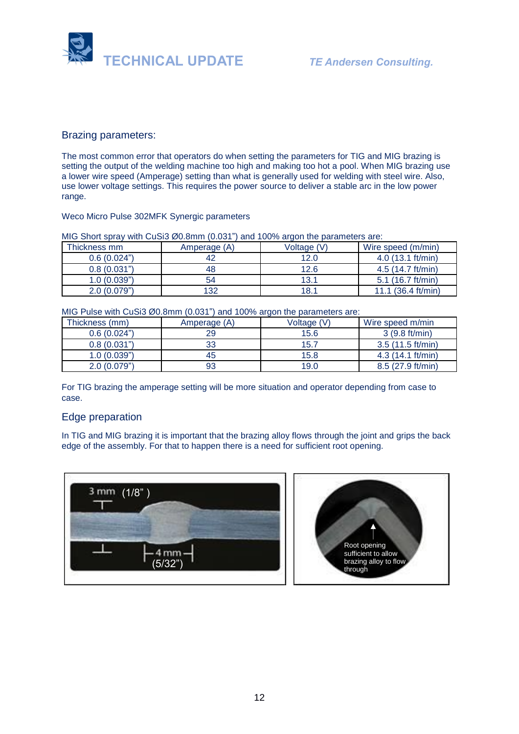## Brazing parameters:

The most common error that operators do when setting the parameters for TIG and MIG brazing is setting the output of the welding machine too high and making too hot a pool. When MIG brazing use a lower wire speed (Amperage) setting than what is generally used for welding with steel wire. Also, use lower voltage settings. This requires the power source to deliver a stable arc in the low power range.

Weco Micro Pulse 302MFK Synergic parameters

MIG Short spray with CuSi3 Ø0.8mm (0.031") and 100% argon the parameters are:

| Thickness mm | Amperage (A) | Voltage (V) | Wire speed (m/min) |
|---|---|---|---|
| 0.6 (0.024") | 42 | 12.0 | 4.0 (13.1 ft/min) |
| 0.8 (0.031") | 48 | 12.6 | 4.5 (14.7 ft/min) |
| 1.0 (0.039") | 54 | 13.1 | 5.1 (16.7 ft/min) |
| 2.0 (0.079") | 132 | 18.1 | 11.1 (36.4 ft/min) |

MIG Pulse with CuSi3 Ø0.8mm (0.031") and 100% argon the parameters are:

| Thickness (mm) | Amperage (A) | Voltage (V) | Wire speed m/min |
|---|---|---|---|
| 0.6 (0.024") | 29 | 15.6 | 3 (9.8 ft/min) |
| 0.8 (0.031") | 33 | 15.7 | 3.5 (11.5 ft/min) |
| 1.0 (0.039") | 45 | 15.8 | 4.3 (14.1 ft/min) |
| 2.0 (0.079") | 93 | 19.0 | 8.5 (27.9 ft/min) |

For TIG brazing the amperage setting will be more situation and operator depending from case to case.

## Edge preparation

In TIG and MIG brazing it is important that the brazing alloy flows through the joint and grips the back edge of the assembly. For that to happen there is a need for sufficient root opening.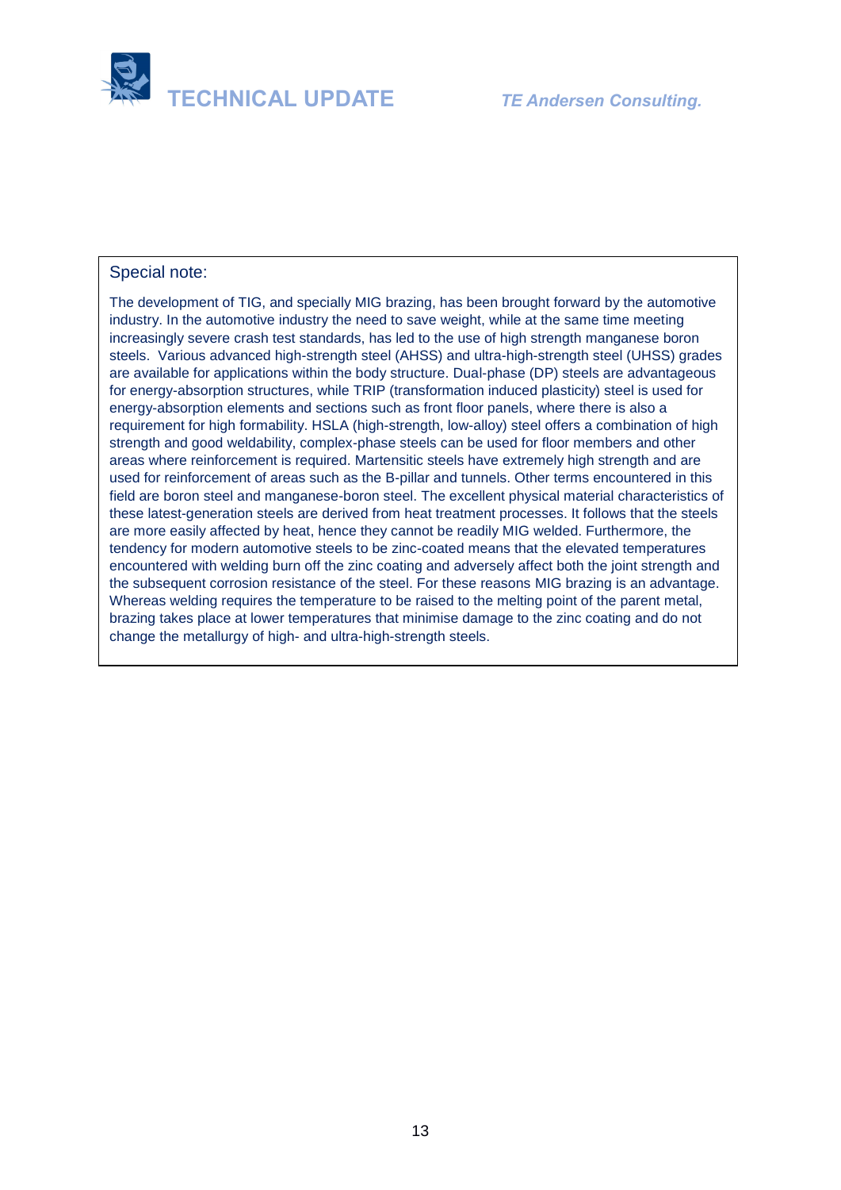Special note:

The development of TIG, and specially MIG brazing, has been brought forward by the automotive industry. In the automotive industry the need to save weight, while at the same time meeting increasingly severe crash test standards, has led to the use of high strength manganese boron steels.  Various advanced high-strength steel (AHSS) and ultra-high-strength steel (UHSS) grades are available for applications within the body structure. Dual-phase (DP) steels are advantageous for energy-absorption structures, while TRIP (transformation induced plasticity) steel is used for energy-absorption elements and sections such as front floor panels, where there is also a requirement for high formability. HSLA (high-strength, low-alloy) steel offers a combination of high strength and good weldability, complex-phase steels can be used for floor members and other areas where reinforcement is required. Martensitic steels have extremely high strength and are used for reinforcement of areas such as the B-pillar and tunnels. Other terms encountered in this field are boron steel and manganese-boron steel. The excellent physical material characteristics of these latest-generation steels are derived from heat treatment processes. It follows that the steels are more easily affected by heat, hence they cannot be readily MIG welded. Furthermore, the tendency for modern automotive steels to be zinc-coated means that the elevated temperatures encountered with welding burn off the zinc coating and adversely affect both the joint strength and the subsequent corrosion resistance of the steel. For these reasons MIG brazing is an advantage. Whereas welding requires the temperature to be raised to the melting point of the parent metal, brazing takes place at lower temperatures that minimise damage to the zinc coating and do not change the metallurgy of high- and ultra-high-strength steels.